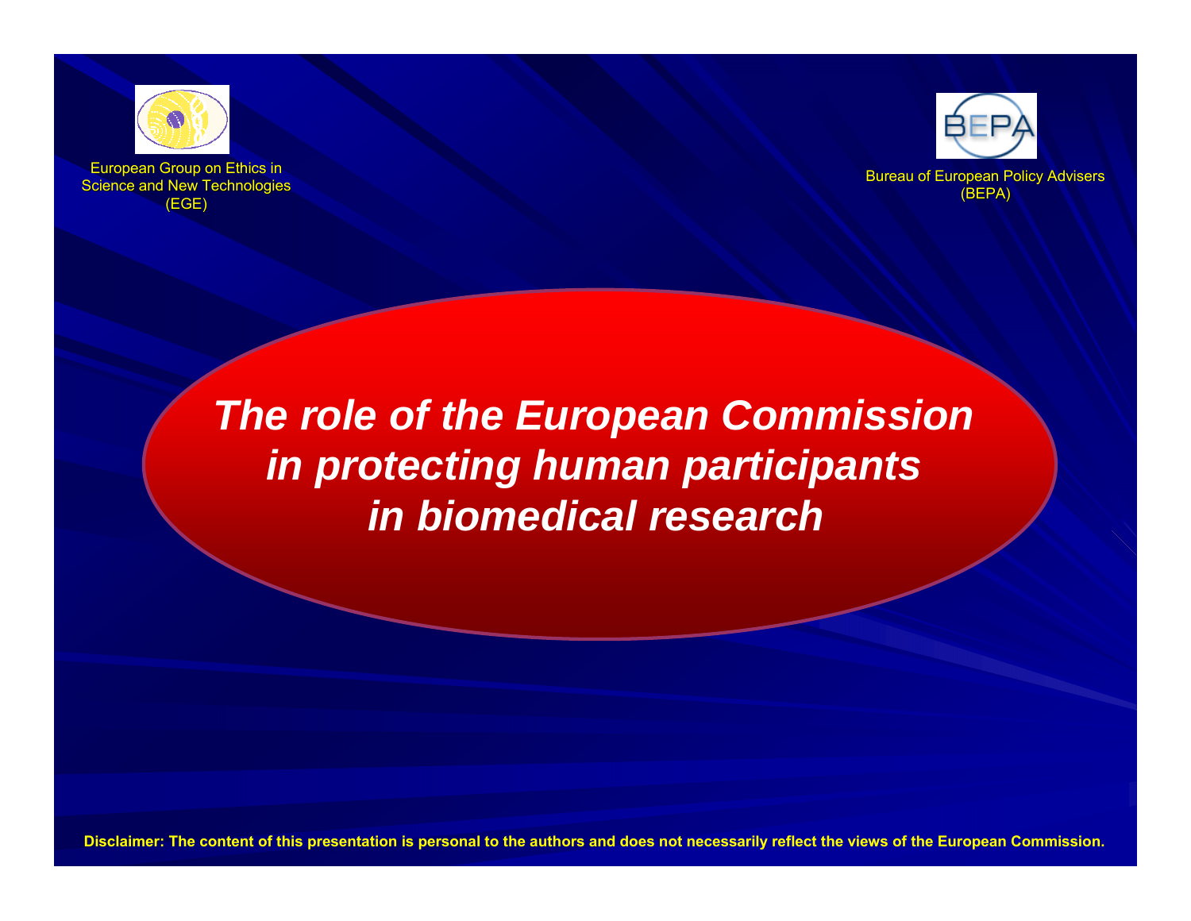European Group on Ethics in Science and New Technologies (EGE)

Bureau of European Policy Advisers (BEPA)

# *The role of the European Commission in protecting human participants in biomedical research*

**Disclaimer: The content of this presentation is personal to the authors and does not necessarily reflect the views of the European Commission.**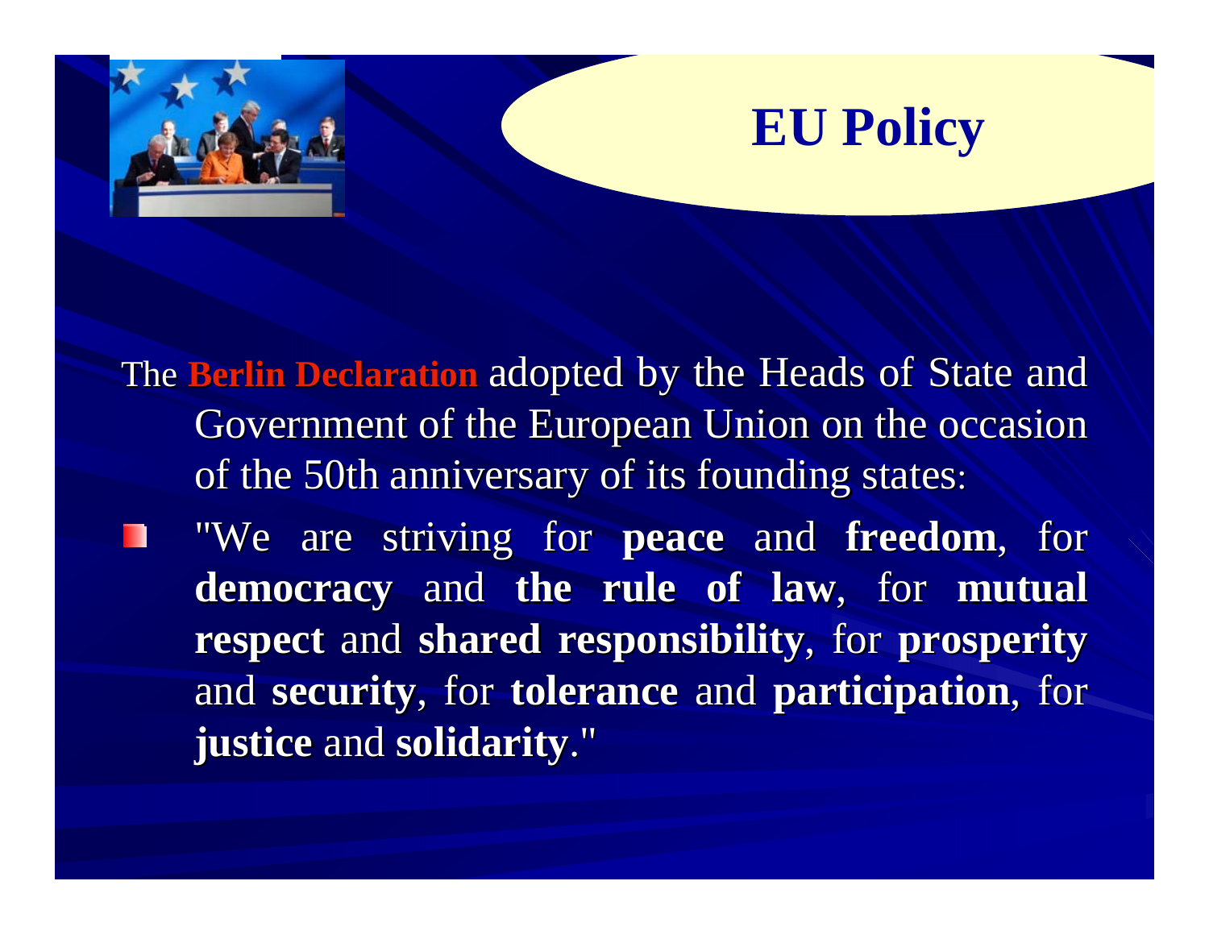# EU Policy

The **Berlin Declaration** adopted by the Heads of State and Government of the European Union on the occasion of the 50th anniversary of its founding states:

- "We are striving for **peace** and **freedom**, for **democracy** and **the rule of law**, for **mutual respect** and **shared responsibility**, for **prosperity** and **security**, for **tolerance** and **participation**, for **justice** and **solidarity**."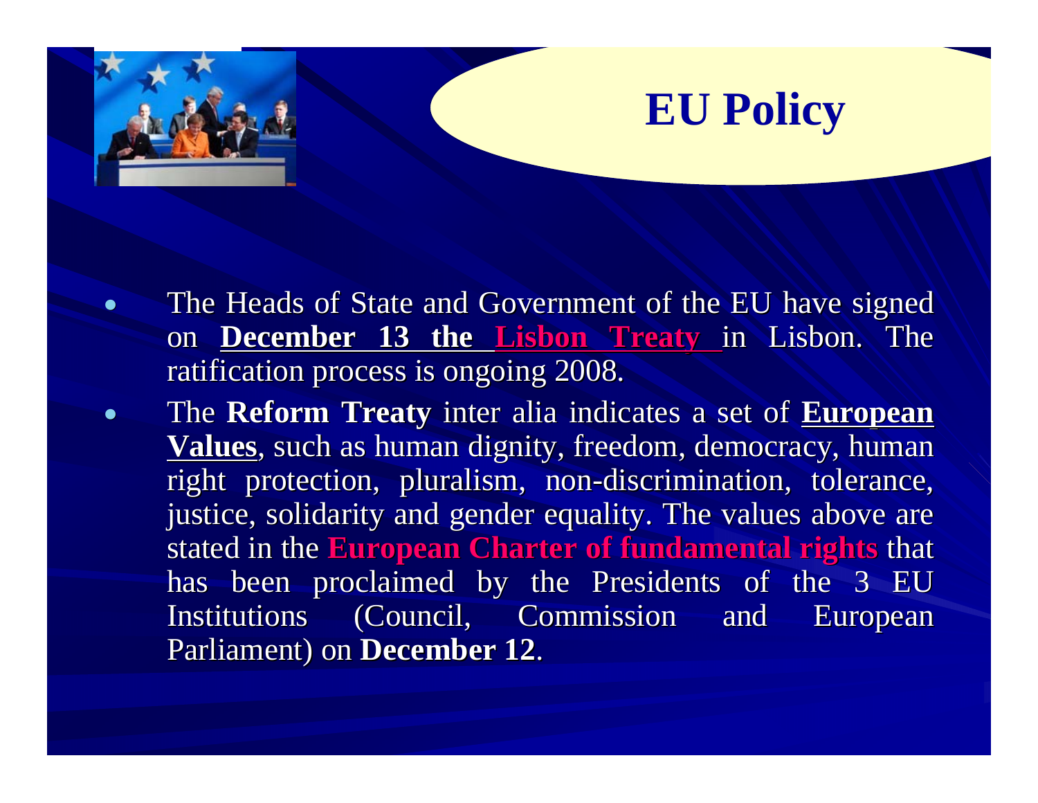# EU Policy

- The Heads of State and Government of the EU have signed on **December 13 the Lisbon Treaty** in Lisbon. The ratification process is ongoing 2008.
- The **Reform Treaty** inter alia indicates a set of **European Values**, such as human dignity, freedom, democracy, human right protection, pluralism, non-discrimination, tolerance, justice, solidarity and gender equality. The values above are stated in the **European Charter of fundamental rights** that has been proclaimed by the Presidents of the 3 EU Institutions (Council, Commission and European Parliament) on **December 12**.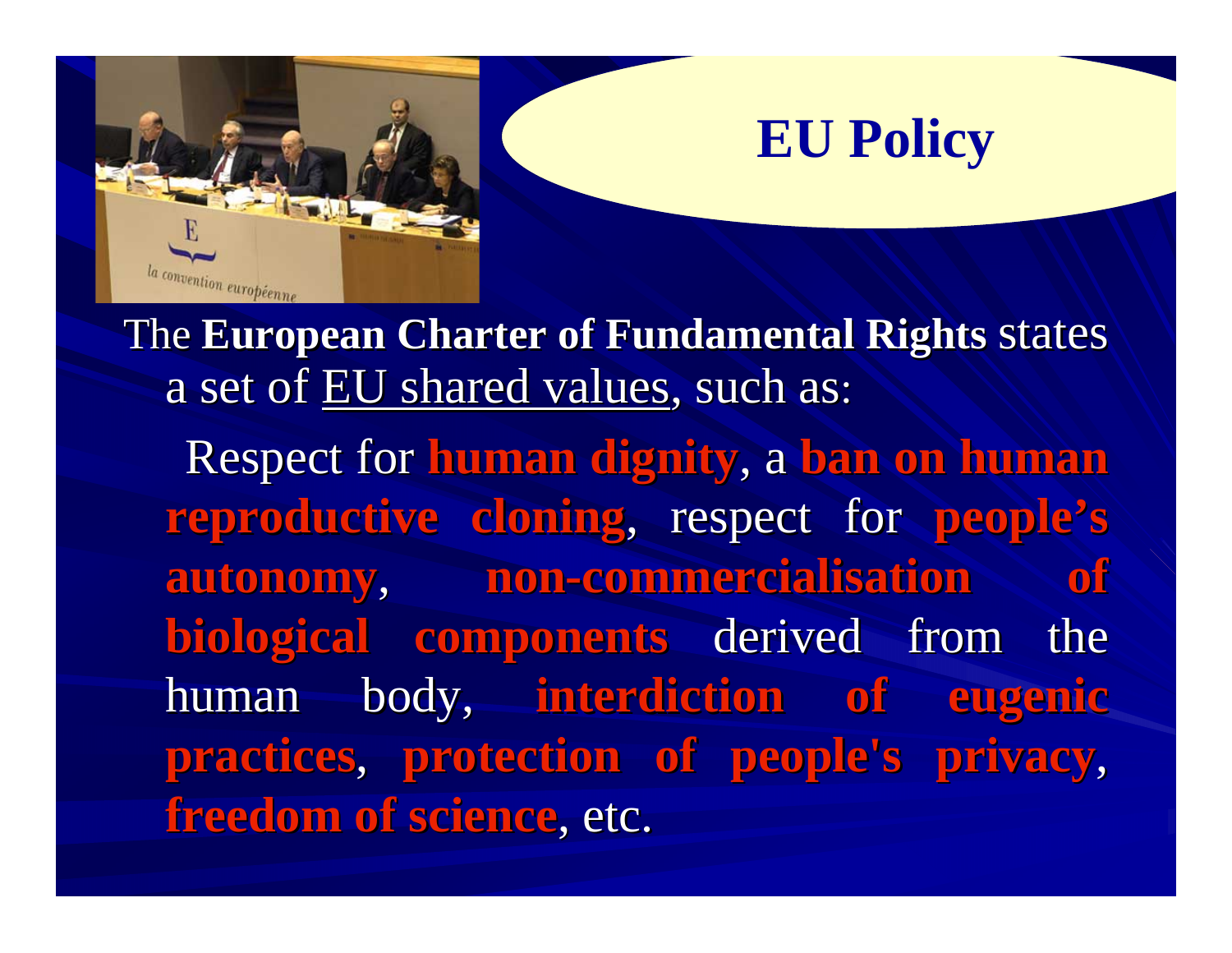# EU Policy

The **European Charter of Fundamental Rights** states a set of EU shared values, such as:

Respect for **human dignity**, a **ban on human reproductive cloning**, respect for **people's autonomy**, **non-commercialisation of biological components** derived from the human body, **interdiction of eugenic practices**, **protection of people's privacy**, **freedom of science**, etc.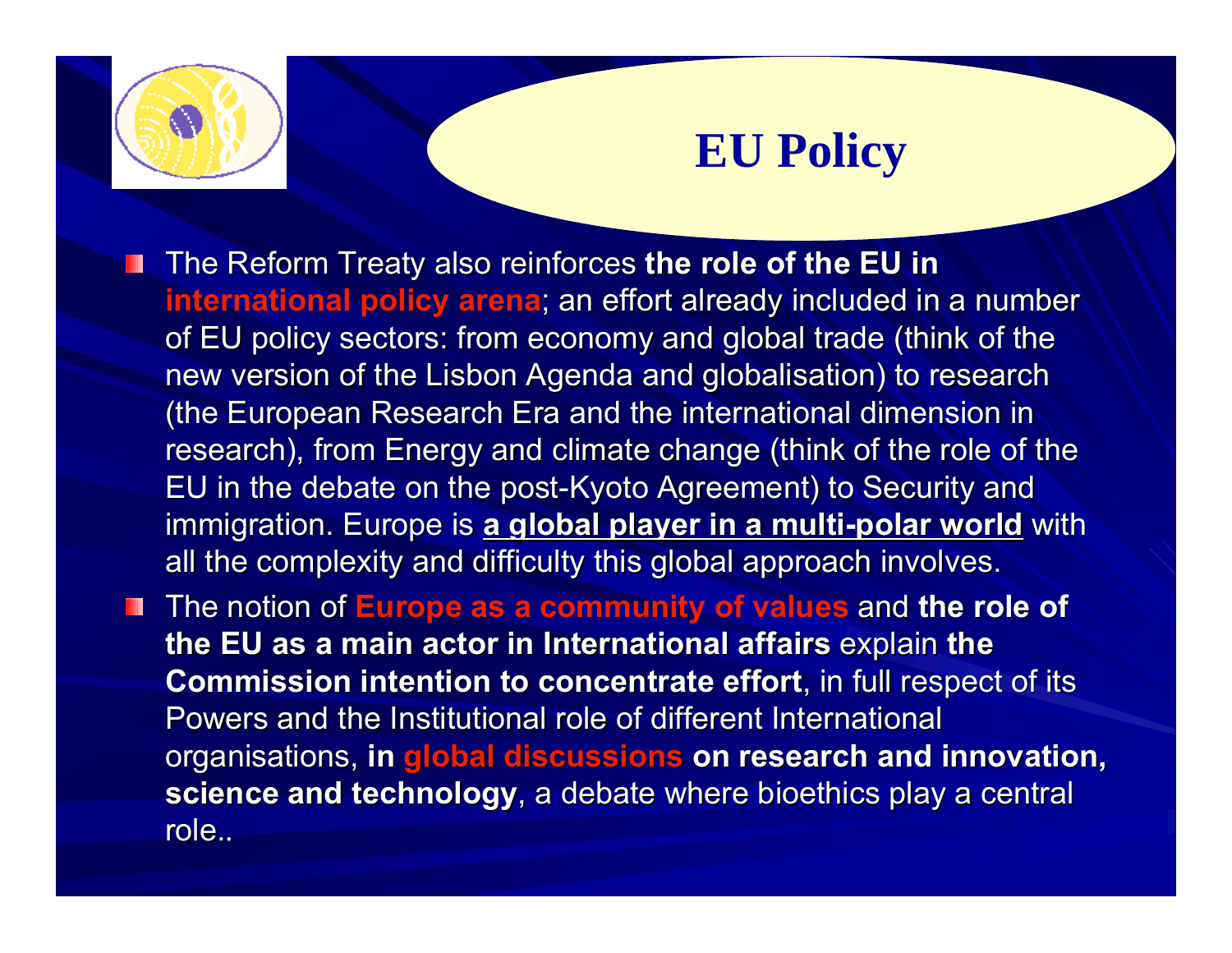# EU Policy

- The Reform Treaty also reinforces **the role of the EU in international policy arena**; an effort already included in a number of EU policy sectors: from economy and global trade (think of the new version of the Lisbon Agenda and globalisation) to research (the European Research Era and the international dimension in research), from Energy and climate change (think of the role of the EU in the debate on the post-Kyoto Agreement) to Security and immigration. Europe is **a global player in a multi-polar world** with all the complexity and difficulty this global approach involves.
- The notion of **Europe as a community of values** and **the role of the EU as a main actor in International affairs** explain **the Commission intention to concentrate effort**, in full respect of its Powers and the Institutional role of different International organisations, **in global discussions on research and innovation, science and technology**, a debate where bioethics play a central role..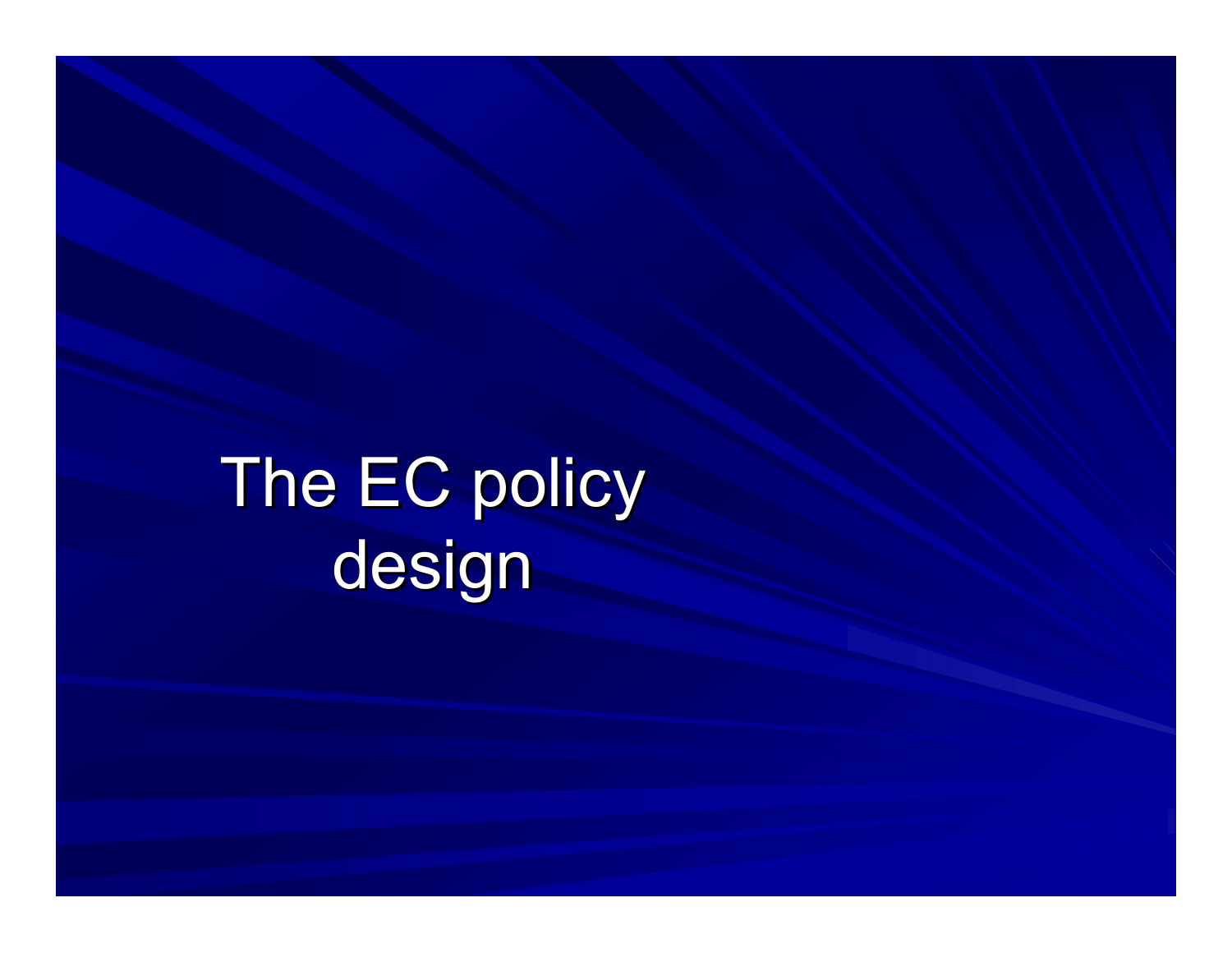# The EC policy design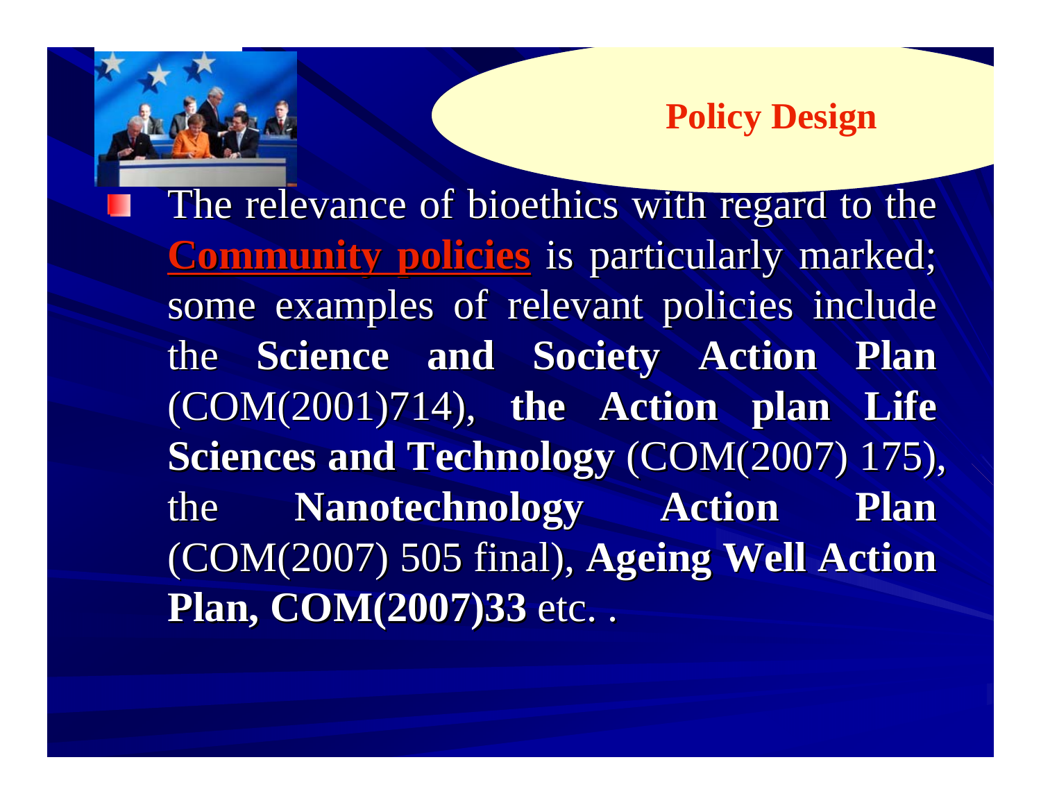## Policy Design

- The relevance of bioethics with regard to the **Community policies** is particularly marked; some examples of relevant policies include the **Science and Society Action Plan** (COM(2001)714), **the Action plan Life Sciences and Technology** (COM(2007) 175), the **Nanotechnology Action Plan** (COM(2007) 505 final), **Ageing Well Action Plan, COM(2007)33** etc. .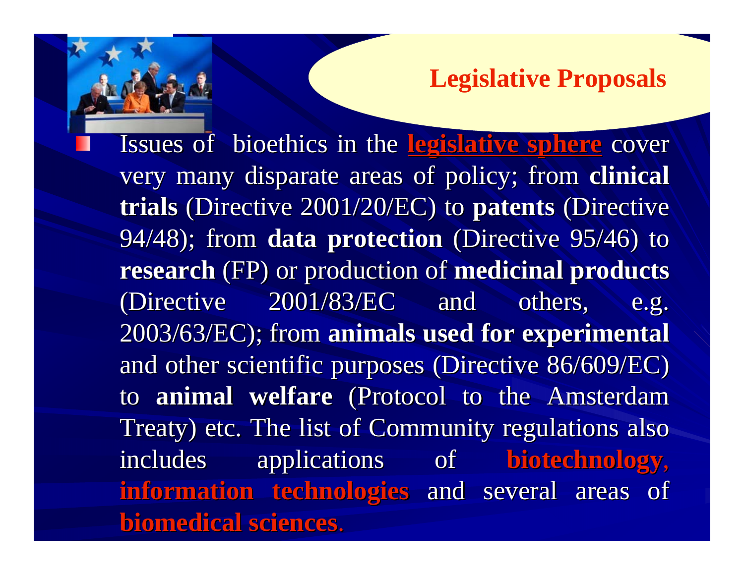## Legislative Proposals

- Issues of bioethics in the legislative sphere cover very many disparate areas of policy; from **clinical trials** (Directive 2001/20/EC) to **patents** (Directive 94/48); from **data protection** (Directive 95/46) to **research** (FP) or production of **medicinal products** (Directive 2001/83/EC and others, e.g. 2003/63/EC); from **animals used for experimental** and other scientific purposes (Directive 86/609/EC) to **animal welfare** (Protocol to the Amsterdam Treaty) etc. The list of Community regulations also includes applications of **biotechnology**, **information technologies** and several areas of **biomedical sciences**.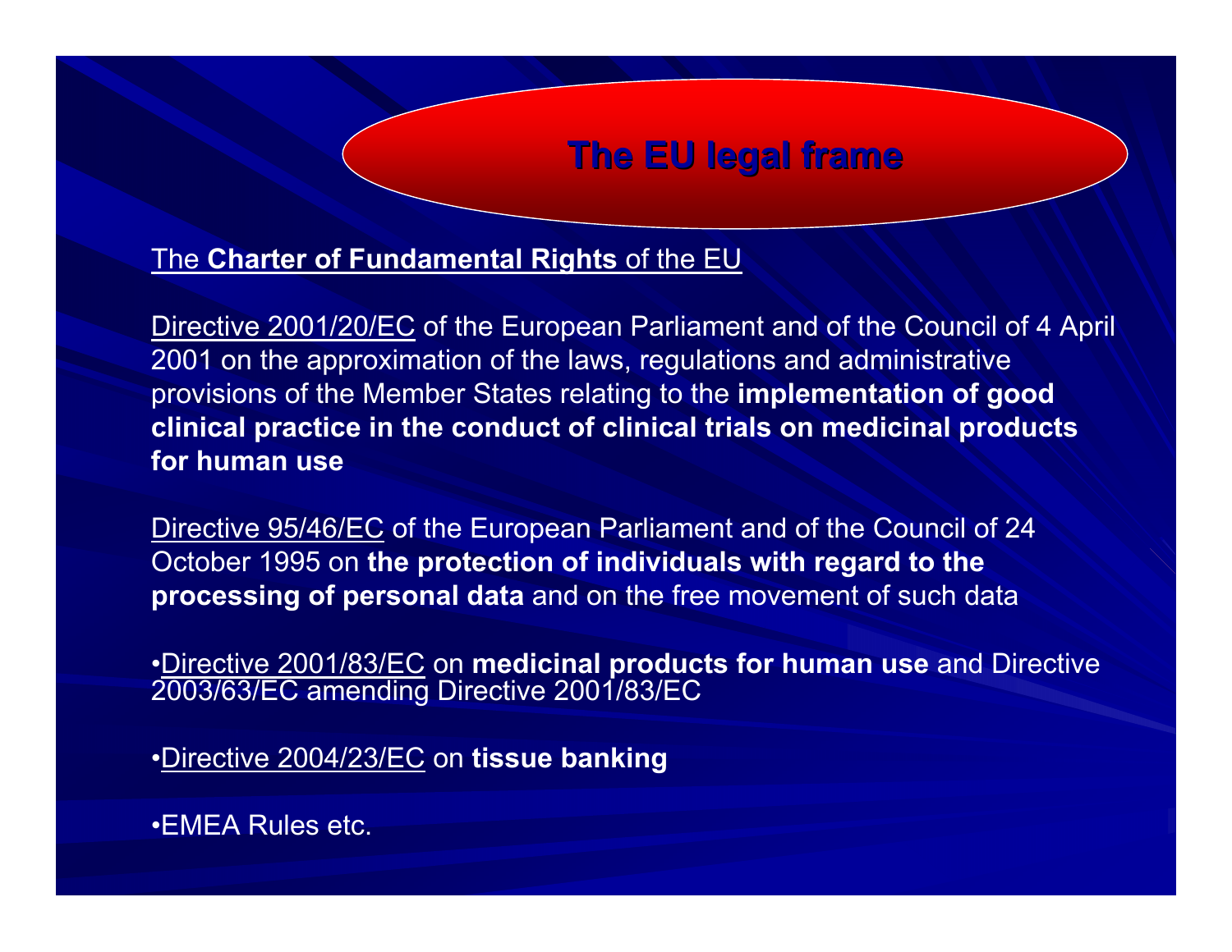# The EU legal frame

The **Charter of Fundamental Rights** of the EU

Directive 2001/20/EC of the European Parliament and of the Council of 4 April 2001 on the approximation of the laws, regulations and administrative provisions of the Member States relating to the **implementation of good clinical practice in the conduct of clinical trials on medicinal products for human use**

Directive 95/46/EC of the European Parliament and of the Council of 24 October 1995 on **the protection of individuals with regard to the processing of personal data** and on the free movement of such data

- Directive 2001/83/EC on **medicinal products for human use** and Directive 2003/63/EC amending Directive 2001/83/EC
- Directive 2004/23/EC on **tissue banking**
- EMEA Rules etc.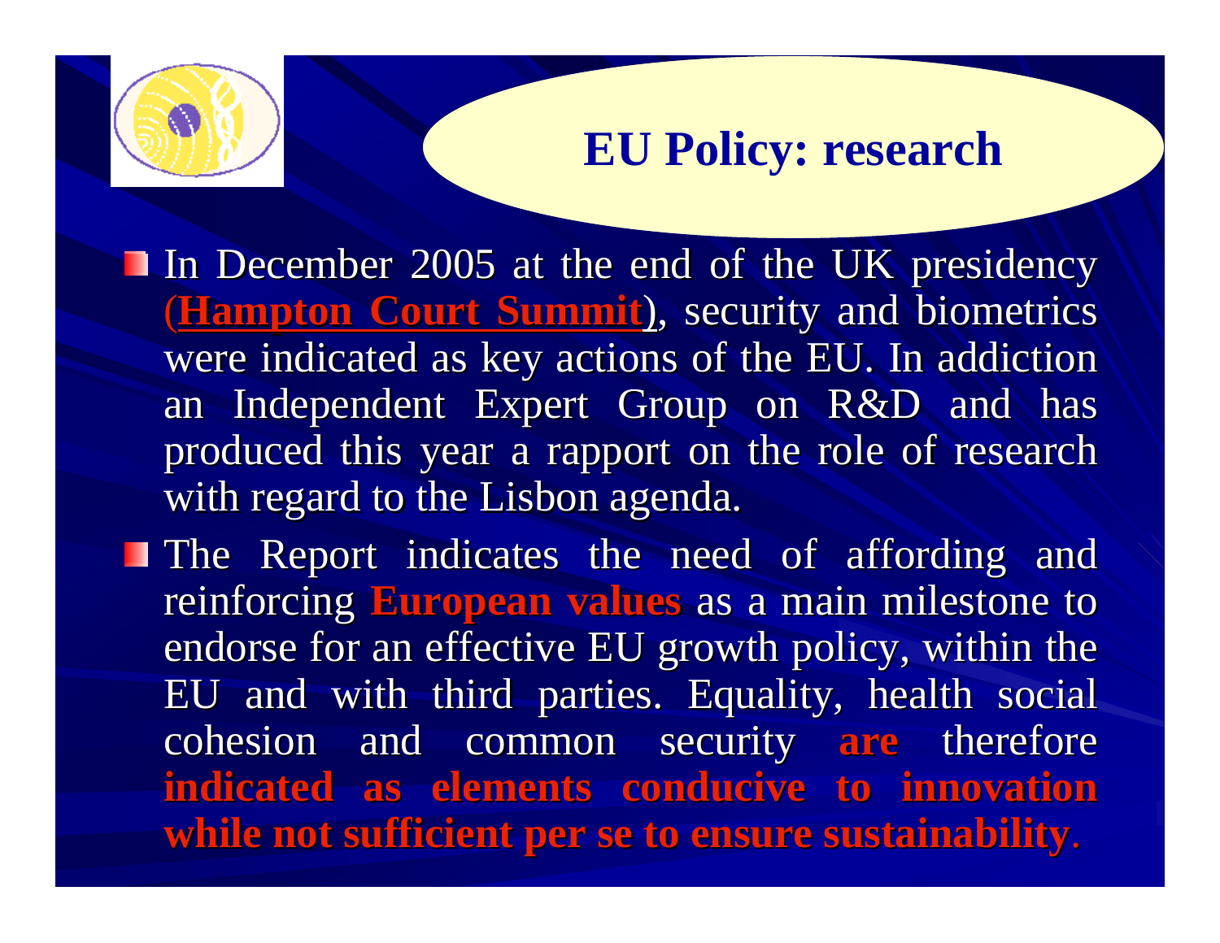# EU Policy: research

- In December 2005 at the end of the UK presidency (**Hampton Court Summit**), security and biometrics were indicated as key actions of the EU. In addiction an Independent Expert Group on R&D and has produced this year a rapport on the role of research with regard to the Lisbon agenda.
- The Report indicates the need of affording and reinforcing **European values** as a main milestone to endorse for an effective EU growth policy, within the EU and with third parties. Equality, health social cohesion and common security **are** therefore **indicated as elements conducive to innovation while not sufficient per se to ensure sustainability**.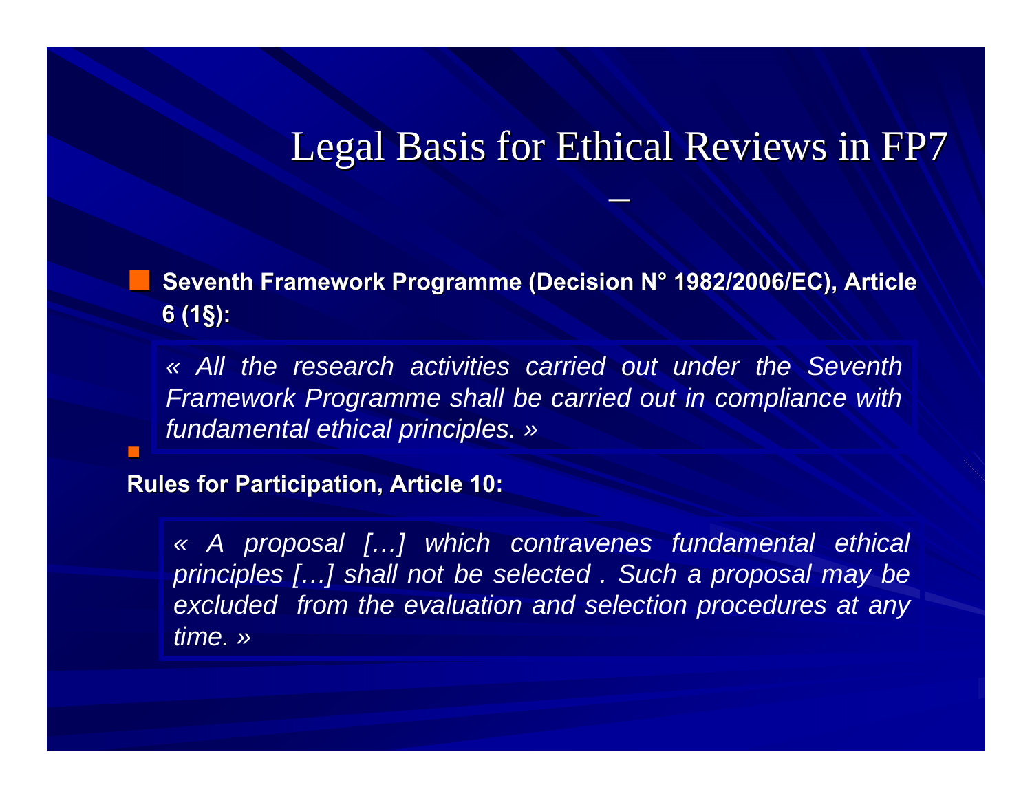# Legal Basis for Ethical Reviews in FP7 –

- **Seventh Framework Programme (Decision N° 1982/2006/EC), Article 6 (1§):**

  *« All the research activities carried out under the Seventh Framework Programme shall be carried out in compliance with fundamental ethical principles. »*

- **Rules for Participation, Article 10:**

  *« A proposal […] which contravenes fundamental ethical principles […] shall not be selected . Such a proposal may be excluded from the evaluation and selection procedures at any time. »*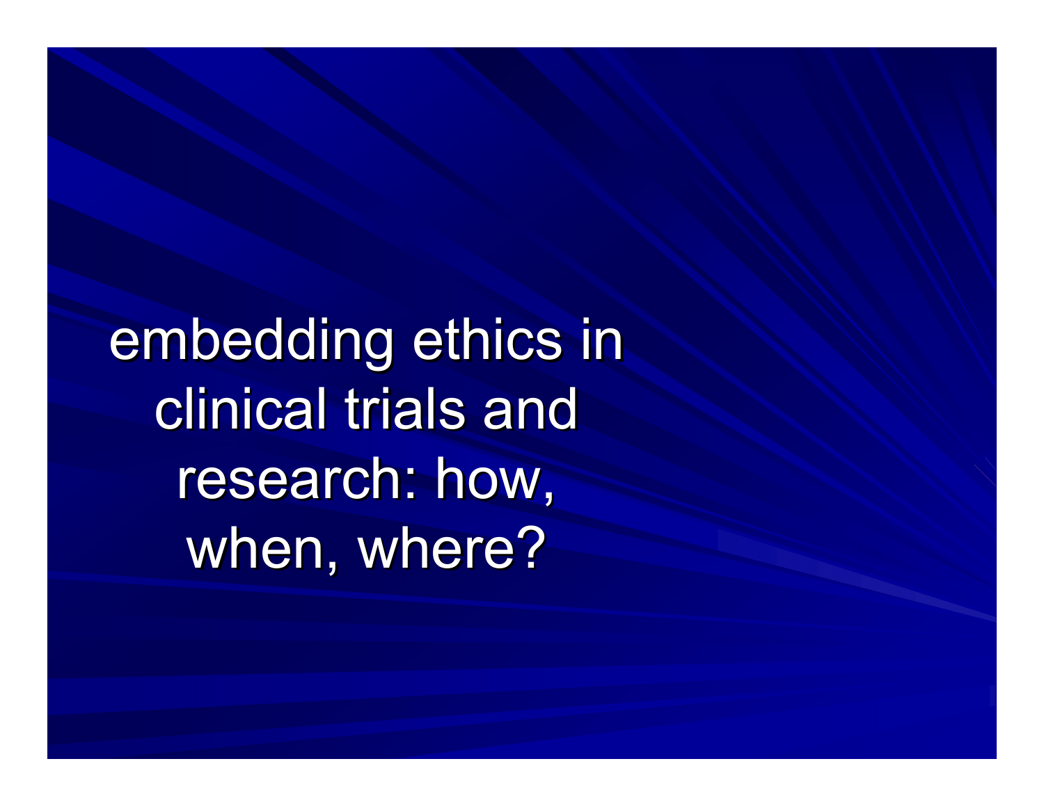# embedding ethics in clinical trials and research: how, when, where?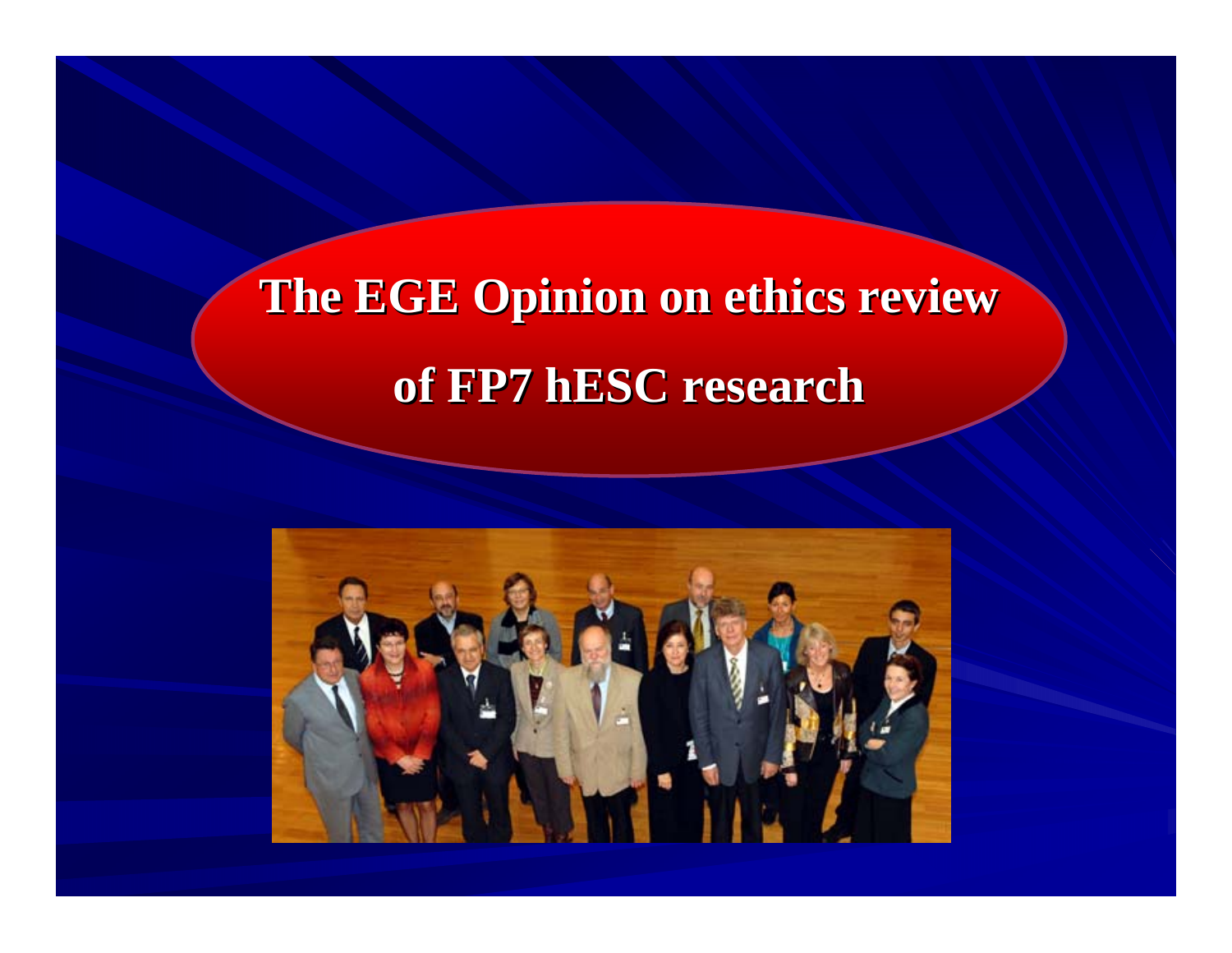# The EGE Opinion on ethics review of FP7 hESC research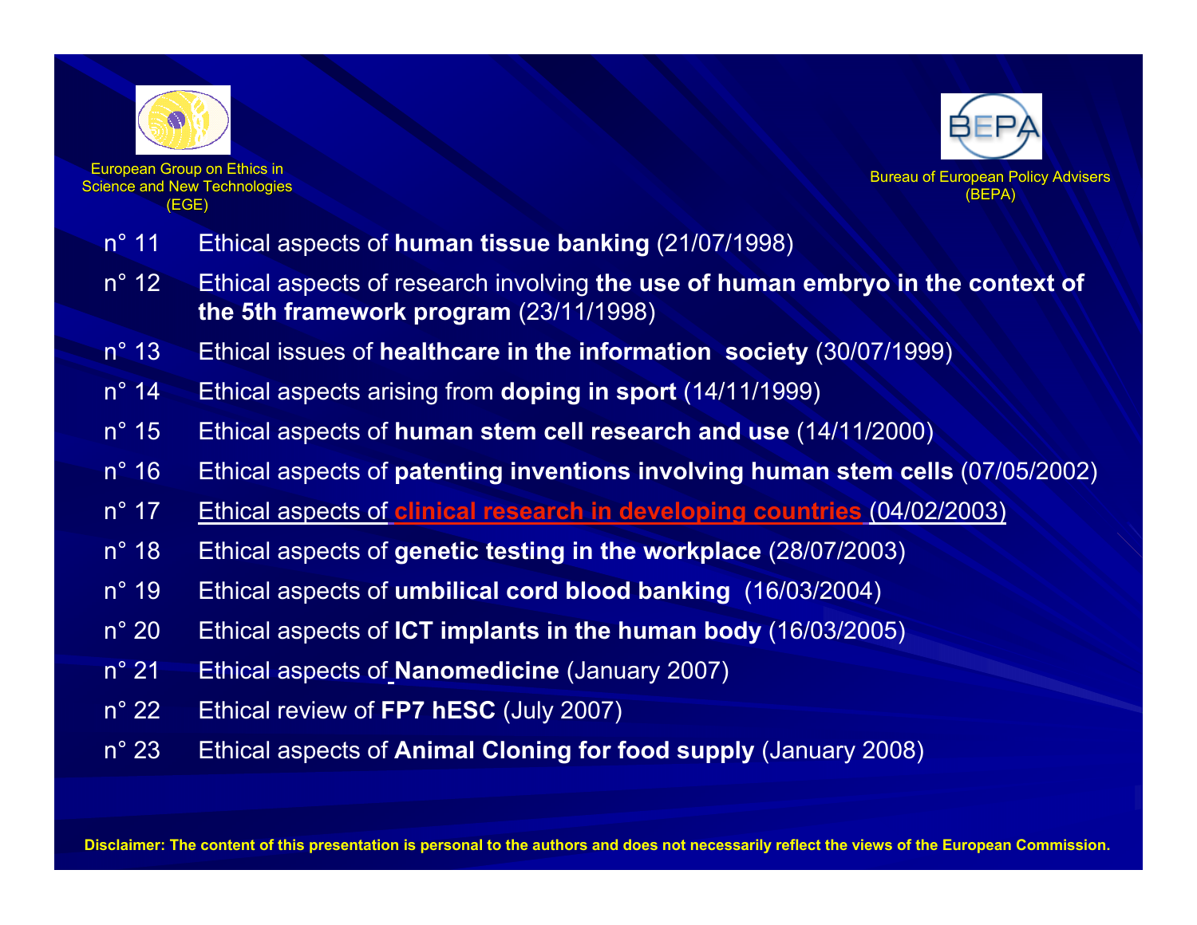European Group on Ethics in Science and New Technologies (EGE)

Bureau of European Policy Advisers (BEPA)

- n° 11 Ethical aspects of **human tissue banking** (21/07/1998)
- n° 12 Ethical aspects of research involving **the use of human embryo in the context of the 5th framework program** (23/11/1998)
- n° 13 Ethical issues of **healthcare in the information society** (30/07/1999)
- n° 14 Ethical aspects arising from **doping in sport** (14/11/1999)
- n° 15 Ethical aspects of **human stem cell research and use** (14/11/2000)
- n° 16 Ethical aspects of **patenting inventions involving human stem cells** (07/05/2002)
- n° 17 Ethical aspects of **clinical research in developing countries** (04/02/2003)
- n° 18 Ethical aspects of **genetic testing in the workplace** (28/07/2003)
- n° 19 Ethical aspects of **umbilical cord blood banking** (16/03/2004)
- n° 20 Ethical aspects of **ICT implants in the human body** (16/03/2005)
- n° 21 Ethical aspects of **Nanomedicine** (January 2007)
- n° 22 Ethical review of **FP7 hESC** (July 2007)
- n° 23 Ethical aspects of **Animal Cloning for food supply** (January 2008)

**Disclaimer: The content of this presentation is personal to the authors and does not necessarily reflect the views of the European Commission.**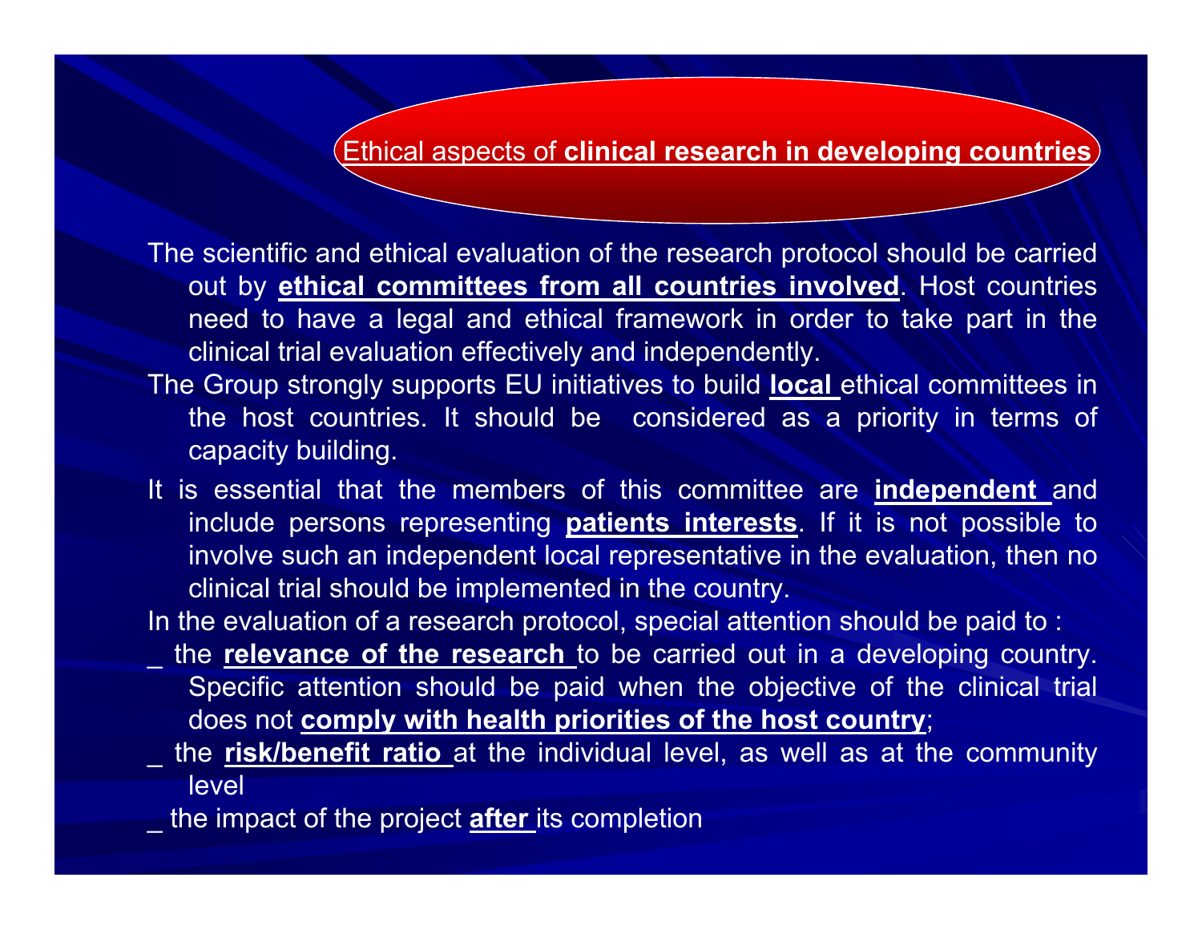## Ethical aspects of **clinical research in developing countries**

The scientific and ethical evaluation of the research protocol should be carried out by **ethical committees from all countries involved**. Host countries need to have a legal and ethical framework in order to take part in the clinical trial evaluation effectively and independently.

The Group strongly supports EU initiatives to build **local** ethical committees in the host countries. It should be considered as a priority in terms of capacity building.

It is essential that the members of this committee are **independent** and include persons representing **patients interests**. If it is not possible to involve such an independent local representative in the evaluation, then no clinical trial should be implemented in the country.

In the evaluation of a research protocol, special attention should be paid to :

_ the **relevance of the research** to be carried out in a developing country. Specific attention should be paid when the objective of the clinical trial does not **comply with health priorities of the host country**;

_ the **risk/benefit ratio** at the individual level, as well as at the community level

_ the impact of the project **after** its completion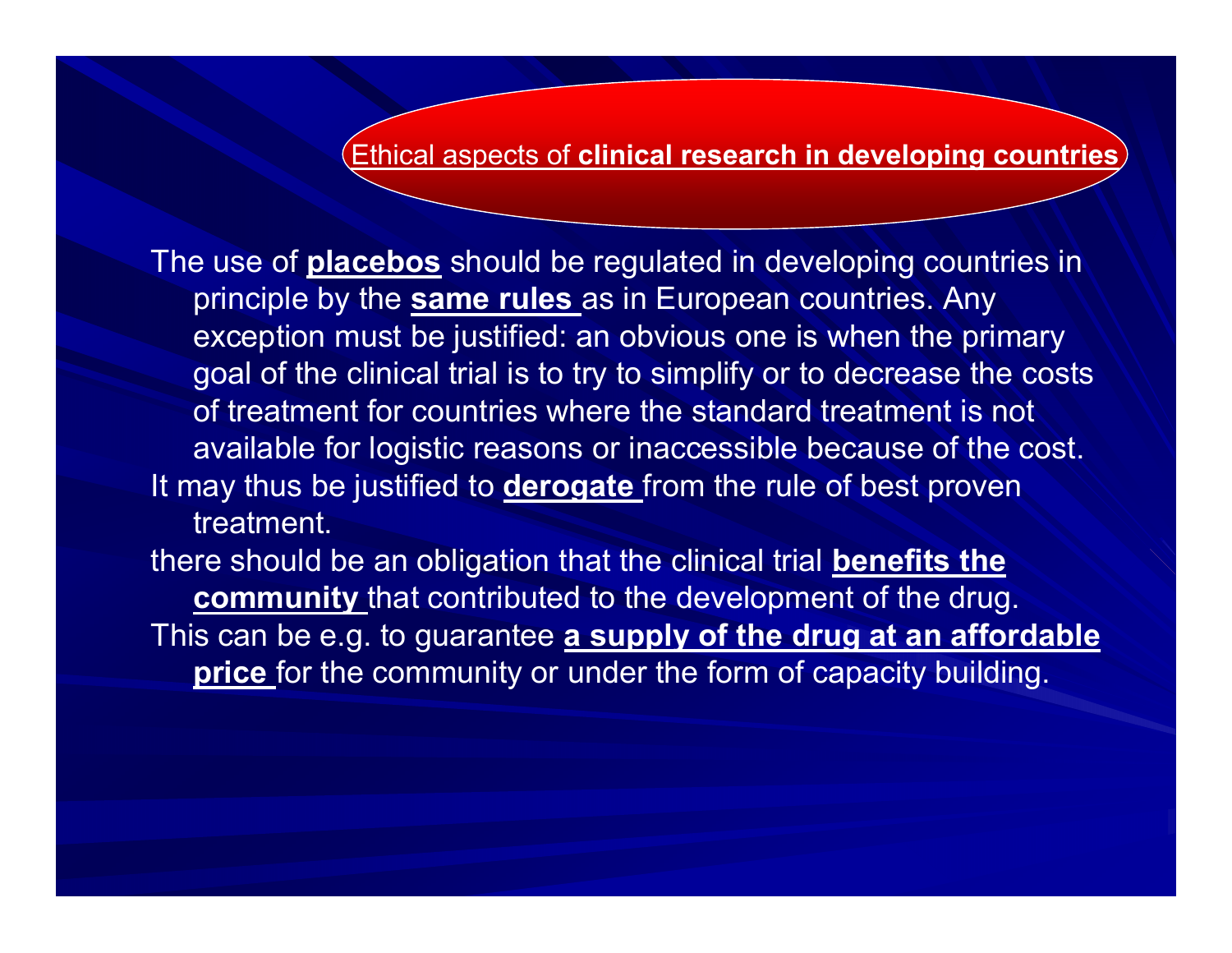## Ethical aspects of **clinical research in developing countries**

The use of **placebos** should be regulated in developing countries in principle by the **same rules** as in European countries. Any exception must be justified: an obvious one is when the primary goal of the clinical trial is to try to simplify or to decrease the costs of treatment for countries where the standard treatment is not available for logistic reasons or inaccessible because of the cost.

It may thus be justified to **derogate** from the rule of best proven treatment.

there should be an obligation that the clinical trial **benefits the community** that contributed to the development of the drug.

This can be e.g. to guarantee **a supply of the drug at an affordable price** for the community or under the form of capacity building.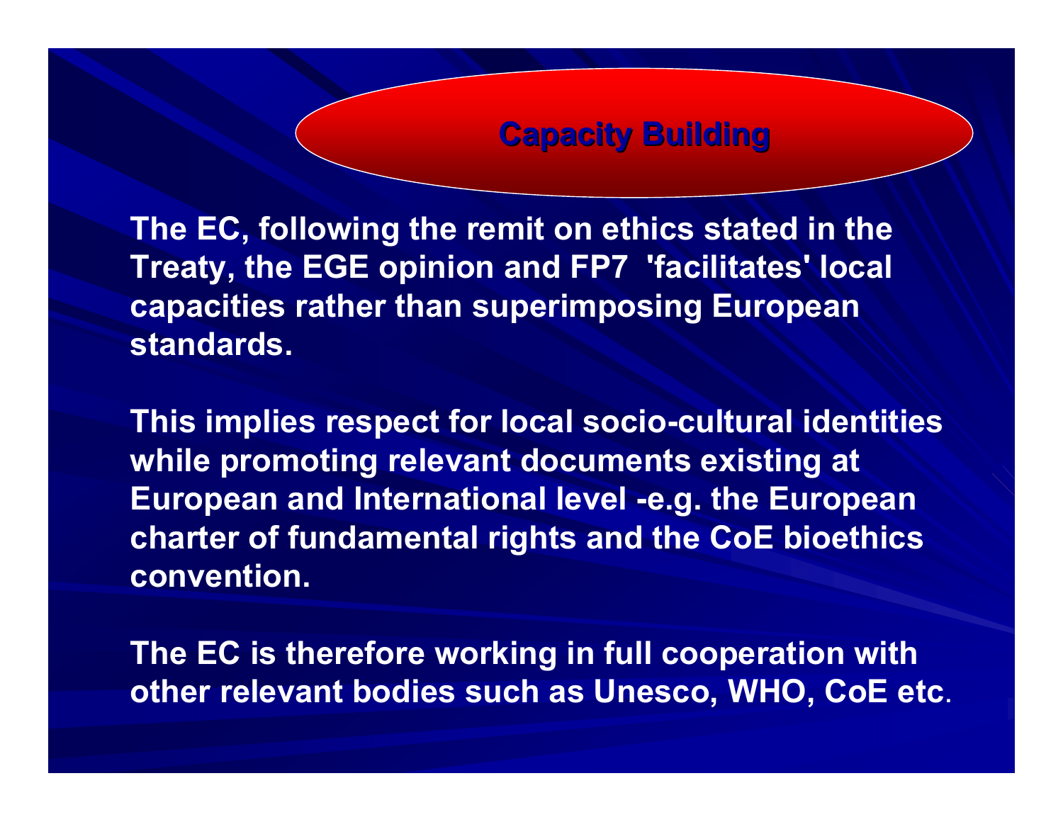# Capacity Building

**The EC, following the remit on ethics stated in the Treaty, the EGE opinion and FP7 'facilitates' local capacities rather than superimposing European standards.**

**This implies respect for local socio-cultural identities while promoting relevant documents existing at European and International level -e.g. the European charter of fundamental rights and the CoE bioethics convention.**

**The EC is therefore working in full cooperation with other relevant bodies such as Unesco, WHO, CoE etc.**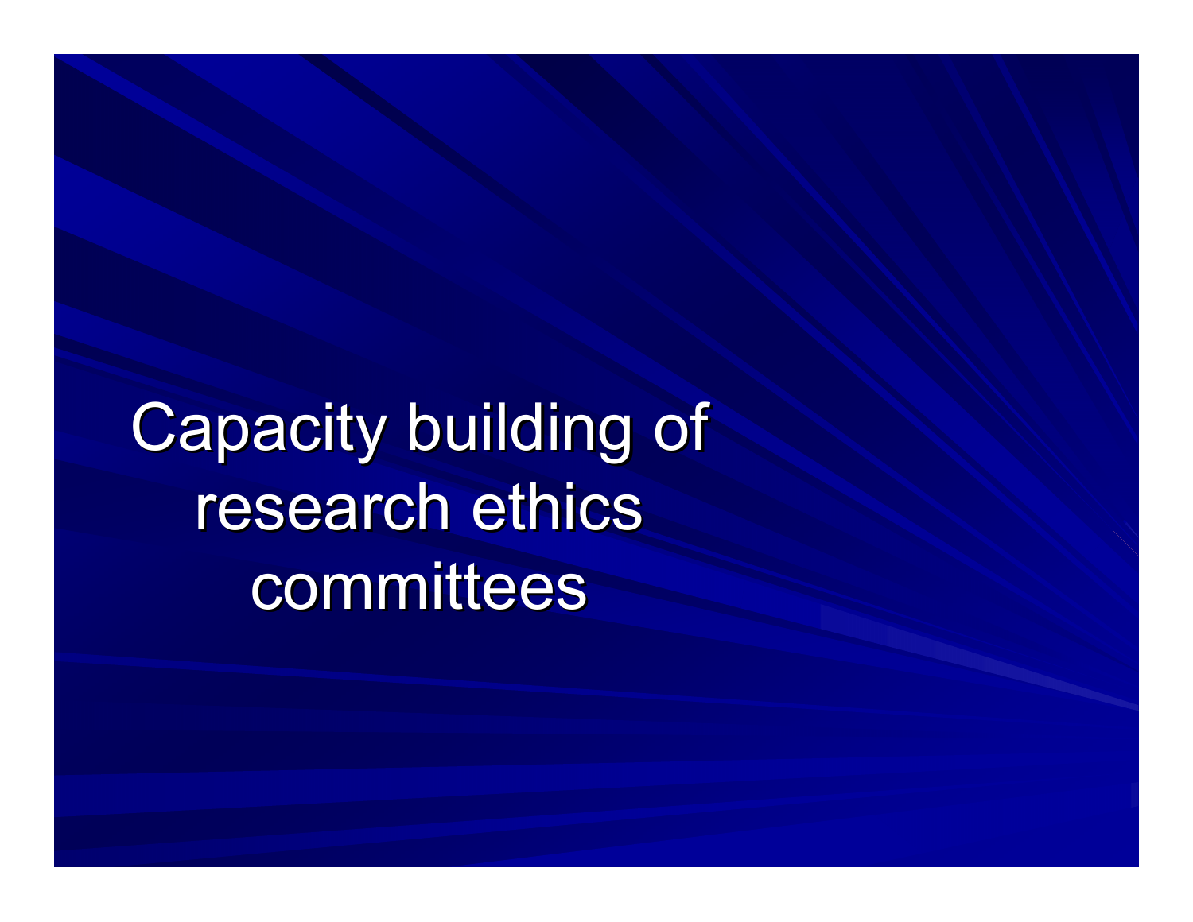# Capacity building of research ethics committees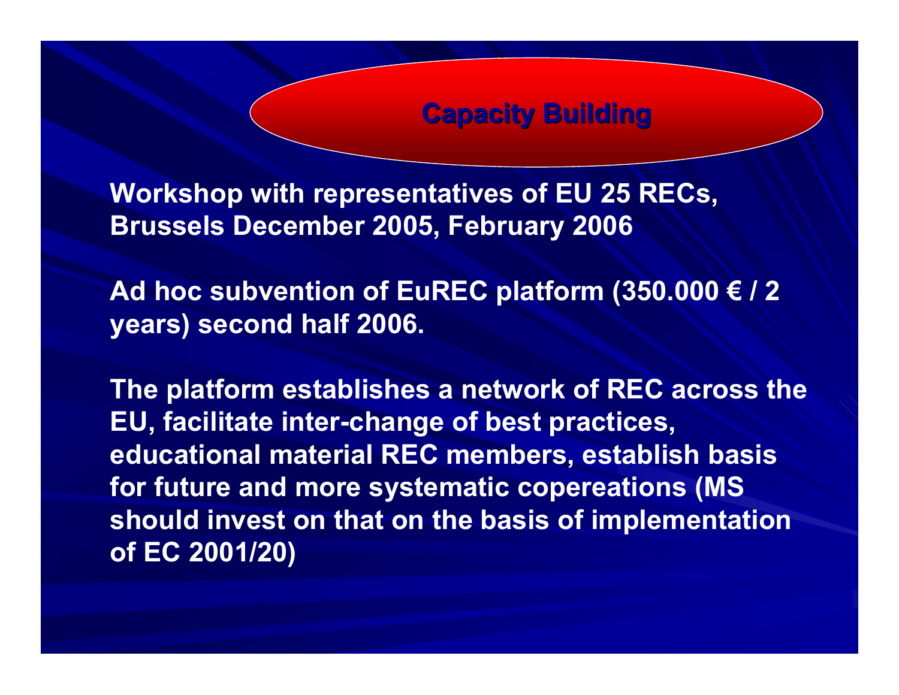# Capacity Building

**Workshop with representatives of EU 25 RECs, Brussels December 2005, February 2006**

**Ad hoc subvention of EuREC platform (350.000 € / 2 years) second half 2006.**

**The platform establishes a network of REC across the EU, facilitate inter-change of best practices, educational material REC members, establish basis for future and more systematic copereations (MS should invest on that on the basis of implementation of EC 2001/20)**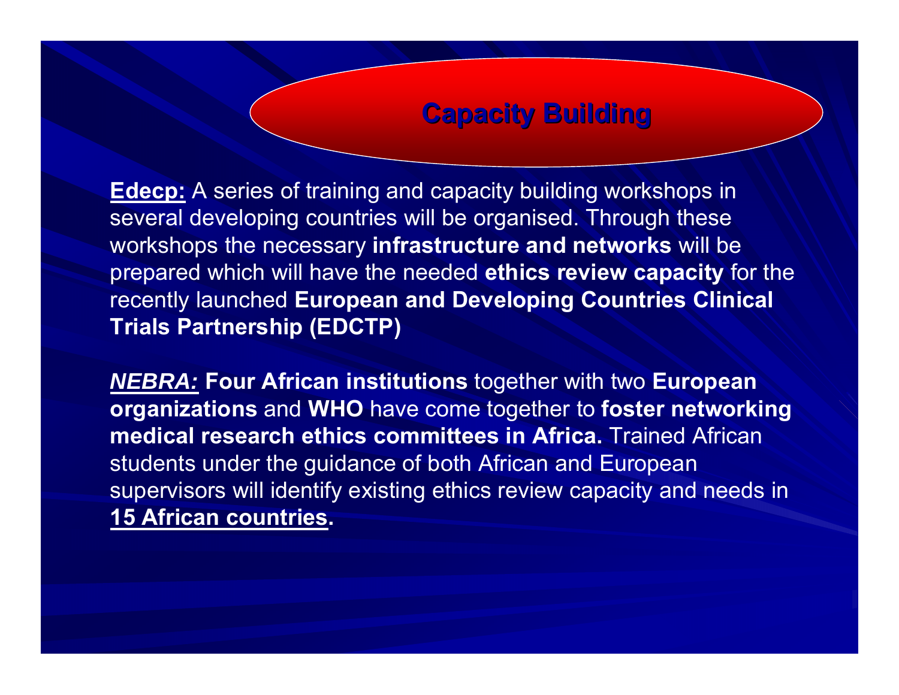# Capacity Building

<u>**Edecp:**</u> A series of training and capacity building workshops in several developing countries will be organised. Through these workshops the necessary **infrastructure and networks** will be prepared which will have the needed **ethics review capacity** for the recently launched **European and Developing Countries Clinical Trials Partnership (EDCTP)**

<u>***NEBRA:***</u> **Four African institutions** together with two **European organizations** and **WHO** have come together to **foster networking medical research ethics committees in Africa.** Trained African students under the guidance of both African and European supervisors will identify existing ethics review capacity and needs in <u>**15 African countries**</u>**.**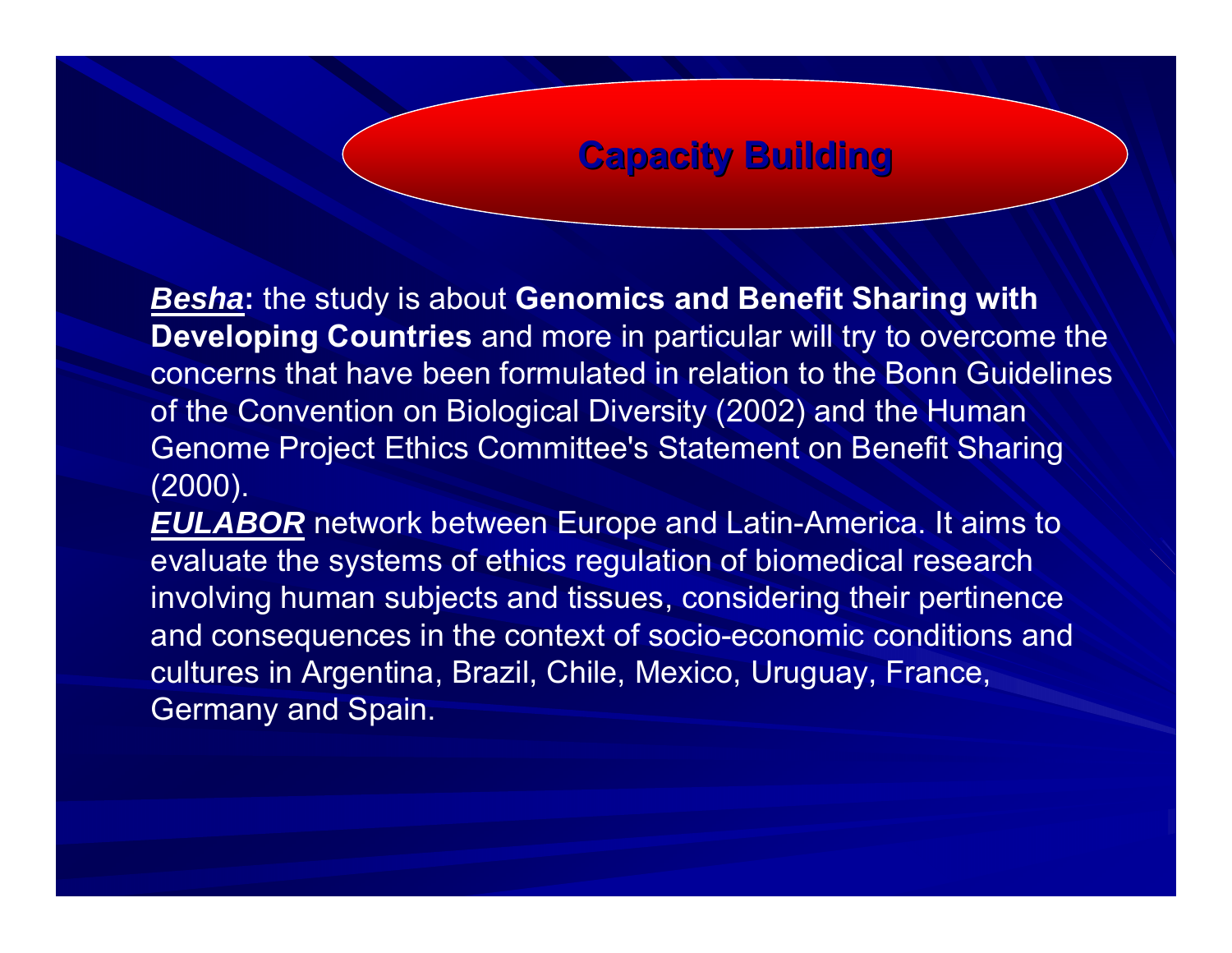# Capacity Building

***Besha*: ** the study is about **Genomics and Benefit Sharing with Developing Countries** and more in particular will try to overcome the concerns that have been formulated in relation to the Bonn Guidelines of the Convention on Biological Diversity (2002) and the Human Genome Project Ethics Committee's Statement on Benefit Sharing (2000).

***EULABOR*** network between Europe and Latin-America. It aims to evaluate the systems of ethics regulation of biomedical research involving human subjects and tissues, considering their pertinence and consequences in the context of socio-economic conditions and cultures in Argentina, Brazil, Chile, Mexico, Uruguay, France, Germany and Spain.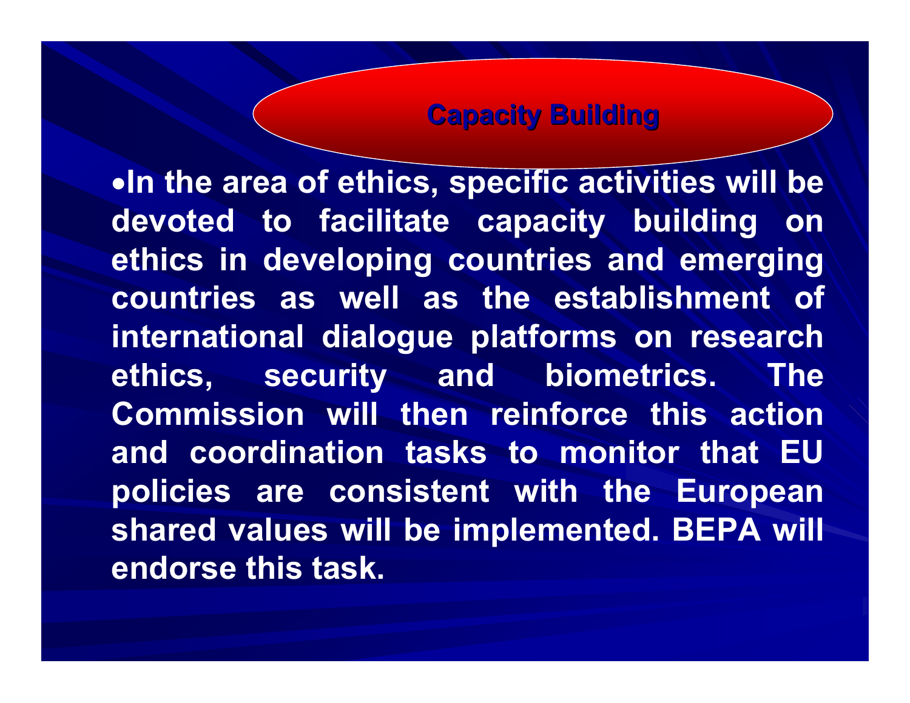## Capacity Building

- **In the area of ethics, specific activities will be devoted to facilitate capacity building on ethics in developing countries and emerging countries as well as the establishment of international dialogue platforms on research ethics, security and biometrics. The Commission will then reinforce this action and coordination tasks to monitor that EU policies are consistent with the European shared values will be implemented. BEPA will endorse this task.**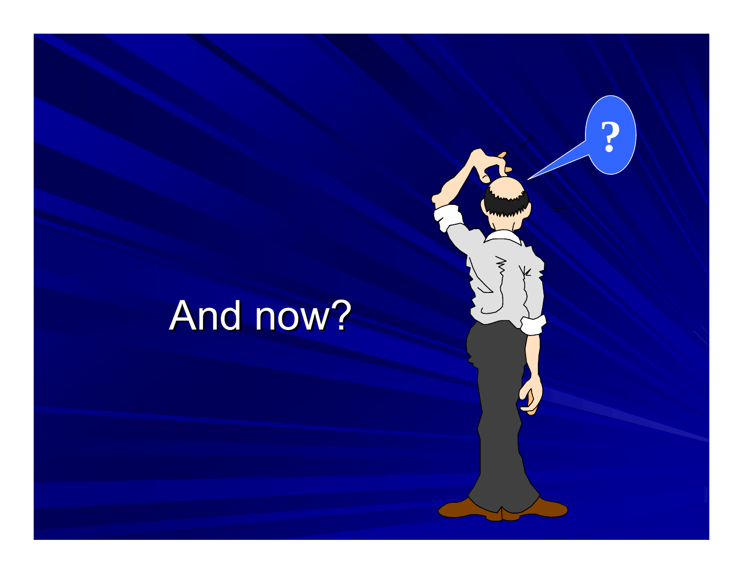And now?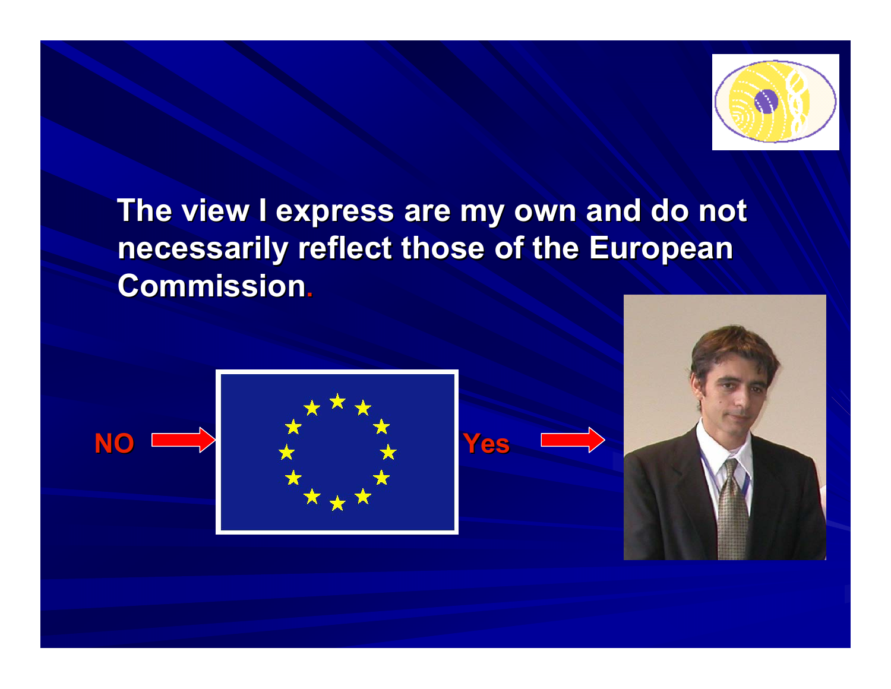The view I express are my own and do not necessarily reflect those of the European Commission.

NO

Yes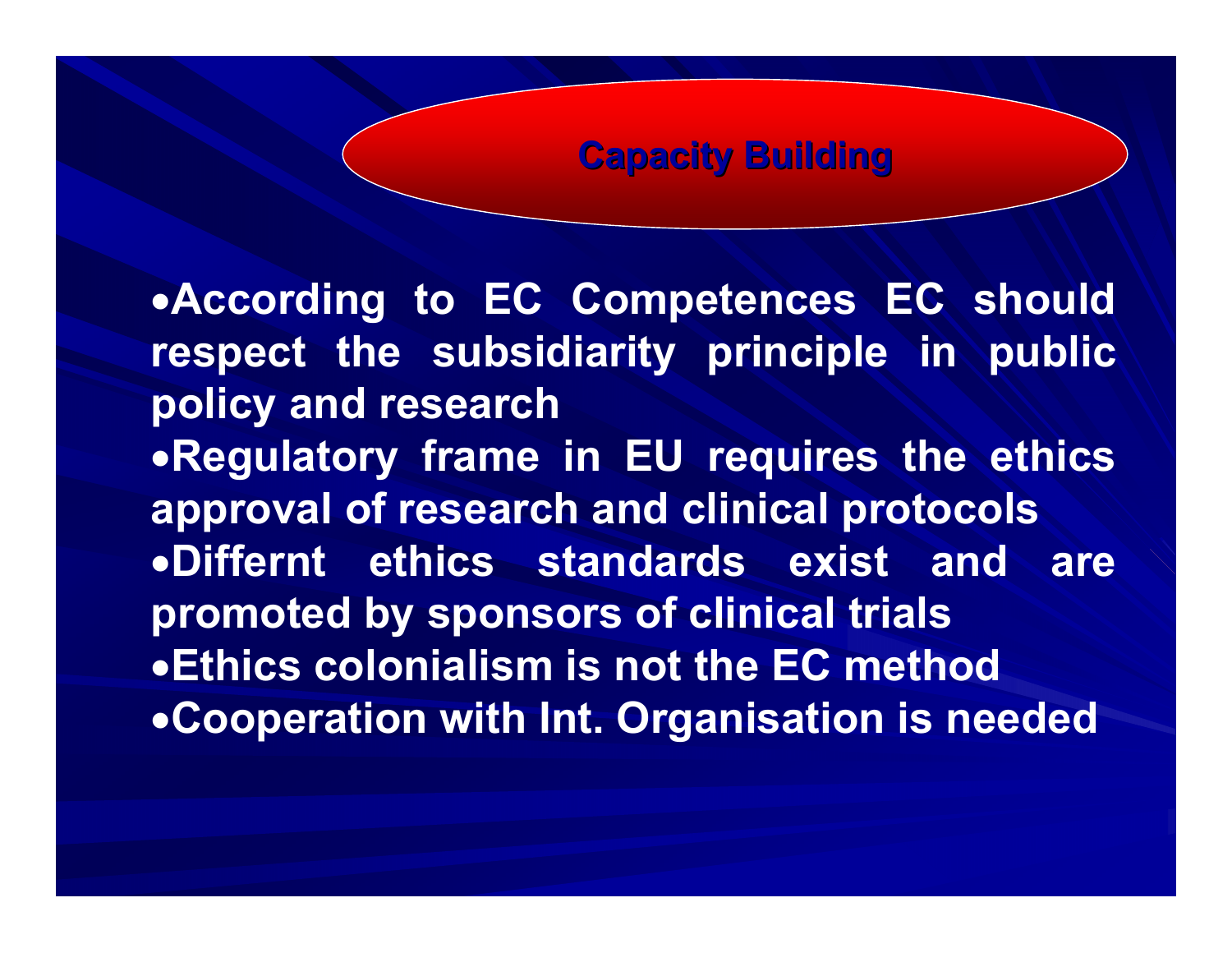## Capacity Building

- **According to EC Competences EC should respect the subsidiarity principle in public policy and research**
- **Regulatory frame in EU requires the ethics approval of research and clinical protocols**
- **Differnt ethics standards exist and are promoted by sponsors of clinical trials**
- **Ethics colonialism is not the EC method**
- **Cooperation with Int. Organisation is needed**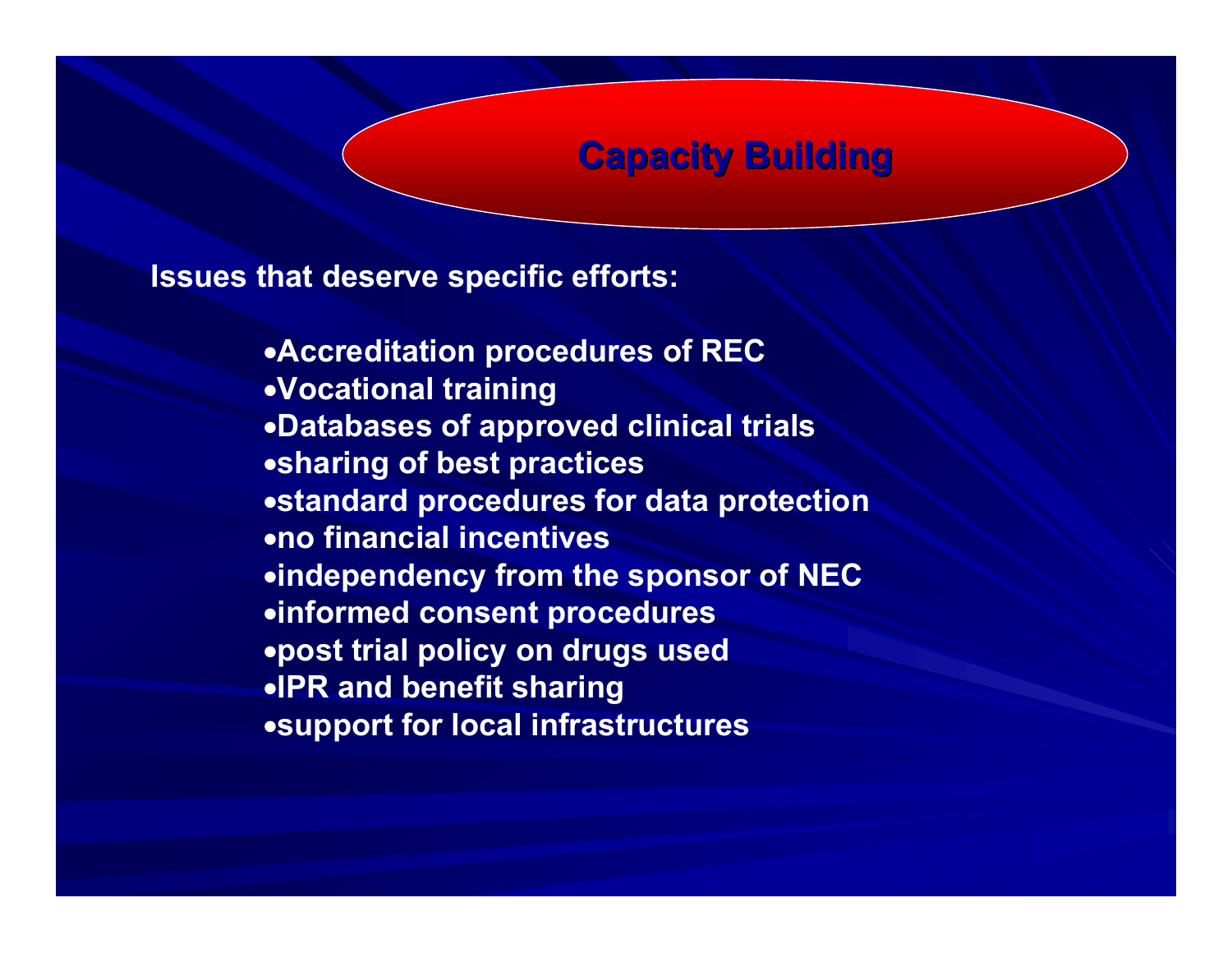# Capacity Building

**Issues that deserve specific efforts:**

- Accreditation procedures of REC
- Vocational training
- Databases of approved clinical trials
- sharing of best practices
- standard procedures for data protection
- no financial incentives
- independency from the sponsor of NEC
- informed consent procedures
- post trial policy on drugs used
- IPR and benefit sharing
- support for local infrastructures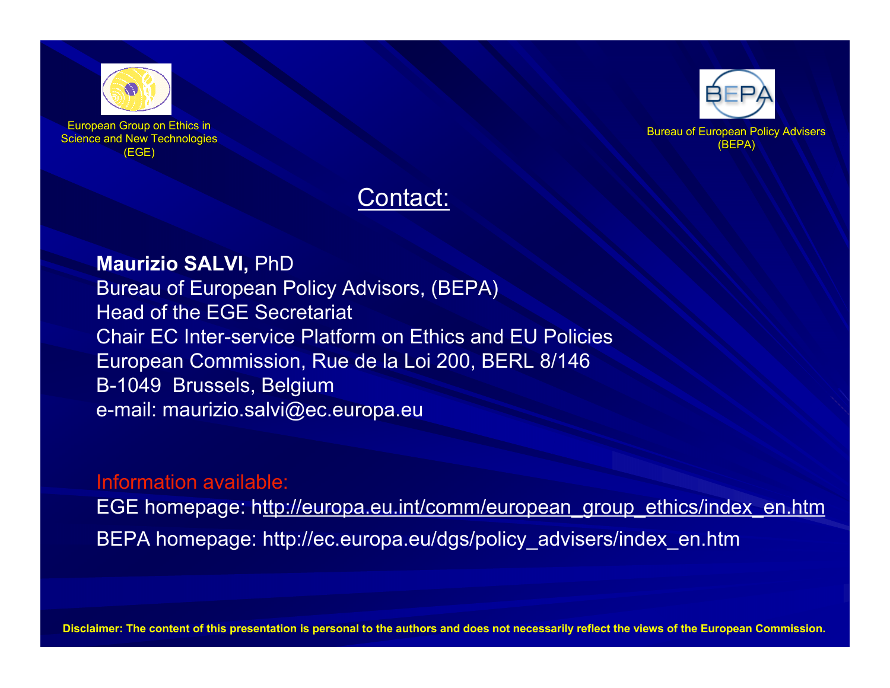European Group on Ethics in Science and New Technologies (EGE)

Bureau of European Policy Advisers (BEPA)

## Contact:

**Maurizio SALVI,** PhD
Bureau of European Policy Advisors, (BEPA)
Head of the EGE Secretariat
Chair EC Inter-service Platform on Ethics and EU Policies
European Commission, Rue de la Loi 200, BERL 8/146
B-1049 Brussels, Belgium
e-mail: maurizio.salvi@ec.europa.eu

Information available:

EGE homepage: http://europa.eu.int/comm/european_group_ethics/index_en.htm

BEPA homepage: http://ec.europa.eu/dgs/policy_advisers/index_en.htm

**Disclaimer: The content of this presentation is personal to the authors and does not necessarily reflect the views of the European Commission.**